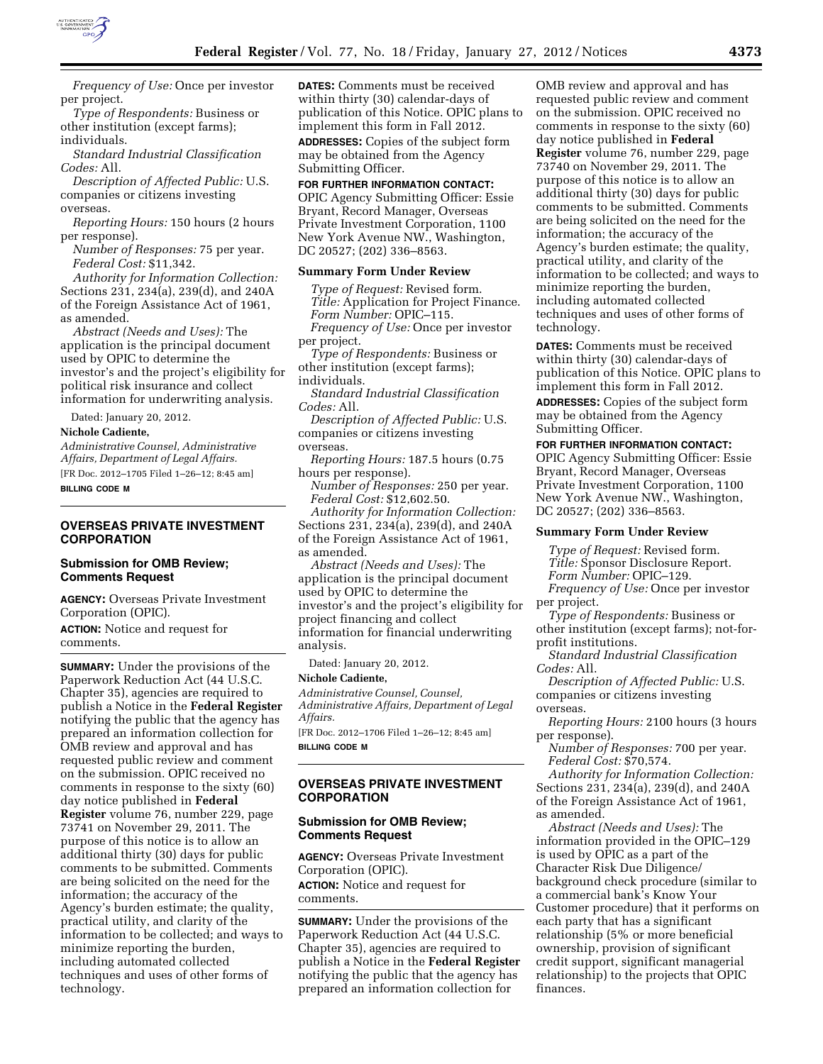*Frequency of Use:* Once per investor per project.

*Type of Respondents:* Business or other institution (except farms); individuals.

*Standard Industrial Classification Codes:* All.

*Description of Affected Public:* U.S. companies or citizens investing overseas.

*Reporting Hours:* 150 hours (2 hours per response).

*Number of Responses:* 75 per year.

*Federal Cost:* $11,342.

*Authority for Information Collection:* Sections 231, 234(a), 239(d), and 240A of the Foreign Assistance Act of 1961, as amended.

*Abstract (Needs and Uses):* The application is the principal document used by OPIC to determine the investor's and the project's eligibility for political risk insurance and collect information for underwriting analysis.

Dated: January 20, 2012.

**Nichole Cadiente,**

*Administrative Counsel, Administrative Affairs, Department of Legal Affairs.*

[FR Doc. 2012–1705 Filed 1–26–12; 8:45 am]

**BILLING CODE M**

## OVERSEAS PRIVATE INVESTMENT CORPORATION

### Submission for OMB Review; Comments Request

**AGENCY:** Overseas Private Investment Corporation (OPIC).

**ACTION:** Notice and request for comments.

**SUMMARY:** Under the provisions of the Paperwork Reduction Act (44 U.S.C. Chapter 35), agencies are required to publish a Notice in the **Federal Register** notifying the public that the agency has prepared an information collection for OMB review and approval and has requested public review and comment on the submission. OPIC received no comments in response to the sixty (60) day notice published in **Federal Register** volume 76, number 229, page 73741 on November 29, 2011. The purpose of this notice is to allow an additional thirty (30) days for public comments to be submitted. Comments are being solicited on the need for the information; the accuracy of the Agency's burden estimate; the quality, practical utility, and clarity of the information to be collected; and ways to minimize reporting the burden, including automated collected techniques and uses of other forms of technology.

**DATES:** Comments must be received within thirty (30) calendar-days of publication of this Notice. OPIC plans to implement this form in Fall 2012.

**ADDRESSES:** Copies of the subject form may be obtained from the Agency Submitting Officer.

**FOR FURTHER INFORMATION CONTACT:** OPIC Agency Submitting Officer: Essie Bryant, Record Manager, Overseas Private Investment Corporation, 1100 New York Avenue NW., Washington, DC 20527; (202) 336–8563.

**Summary Form Under Review**

*Type of Request:* Revised form.

*Title:* Application for Project Finance.

*Form Number:* OPIC–115.

*Frequency of Use:* Once per investor per project.

*Type of Respondents:* Business or other institution (except farms); individuals.

*Standard Industrial Classification Codes:* All.

*Description of Affected Public:* U.S. companies or citizens investing overseas.

*Reporting Hours:* 187.5 hours (0.75 hours per response).

*Number of Responses:* 250 per year.

*Federal Cost:* $12,602.50.

*Authority for Information Collection:* Sections 231, 234(a), 239(d), and 240A of the Foreign Assistance Act of 1961, as amended.

*Abstract (Needs and Uses):* The application is the principal document used by OPIC to determine the investor's and the project's eligibility for project financing and collect information for financial underwriting analysis.

Dated: January 20, 2012.

**Nichole Cadiente,**

*Administrative Counsel, Counsel, Administrative Affairs, Department of Legal Affairs.*

[FR Doc. 2012–1706 Filed 1–26–12; 8:45 am]

**BILLING CODE M**

## OVERSEAS PRIVATE INVESTMENT CORPORATION

### Submission for OMB Review; Comments Request

**AGENCY:** Overseas Private Investment Corporation (OPIC).

**ACTION:** Notice and request for comments.

**SUMMARY:** Under the provisions of the Paperwork Reduction Act (44 U.S.C. Chapter 35), agencies are required to publish a Notice in the **Federal Register** notifying the public that the agency has prepared an information collection for OMB review and approval and has requested public review and comment on the submission. OPIC received no comments in response to the sixty (60) day notice published in **Federal Register** volume 76, number 229, page 73740 on November 29, 2011. The purpose of this notice is to allow an additional thirty (30) days for public comments to be submitted. Comments are being solicited on the need for the information; the accuracy of the Agency's burden estimate; the quality, practical utility, and clarity of the information to be collected; and ways to minimize reporting the burden, including automated collected techniques and uses of other forms of technology.

**DATES:** Comments must be received within thirty (30) calendar-days of publication of this Notice. OPIC plans to implement this form in Fall 2012.

**ADDRESSES:** Copies of the subject form may be obtained from the Agency Submitting Officer.

**FOR FURTHER INFORMATION CONTACT:** OPIC Agency Submitting Officer: Essie Bryant, Record Manager, Overseas Private Investment Corporation, 1100 New York Avenue NW., Washington, DC 20527; (202) 336–8563.

**Summary Form Under Review**

*Type of Request:* Revised form.

*Title:* Sponsor Disclosure Report.

*Form Number:* OPIC–129.

*Frequency of Use:* Once per investor per project.

*Type of Respondents:* Business or other institution (except farms); not-for-profit institutions.

*Standard Industrial Classification Codes:* All.

*Description of Affected Public:* U.S. companies or citizens investing overseas.

*Reporting Hours:* 2100 hours (3 hours per response).

*Number of Responses:* 700 per year.

*Federal Cost:* $70,574.

*Authority for Information Collection:* Sections 231, 234(a), 239(d), and 240A of the Foreign Assistance Act of 1961, as amended.

*Abstract (Needs and Uses):* The information provided in the OPIC–129 is used by OPIC as a part of the Character Risk Due Diligence/background check procedure (similar to a commercial bank's Know Your Customer procedure) that it performs on each party that has a significant relationship (5% or more beneficial ownership, provision of significant credit support, significant managerial relationship) to the projects that OPIC finances.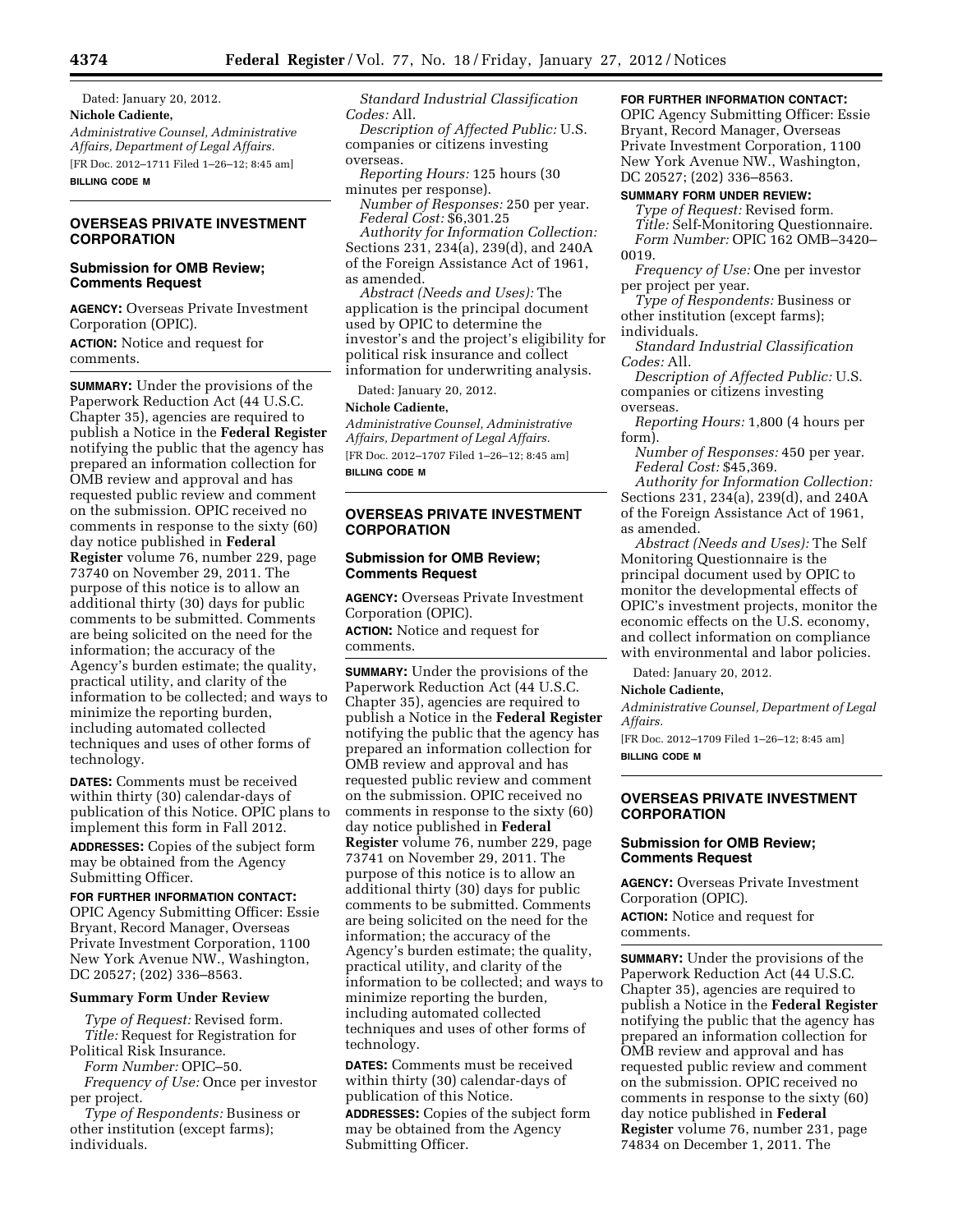Dated: January 20, 2012.

**Nichole Cadiente,**

*Administrative Counsel, Administrative Affairs, Department of Legal Affairs.*

[FR Doc. 2012–1711 Filed 1–26–12; 8:45 am]

**BILLING CODE M**

## OVERSEAS PRIVATE INVESTMENT CORPORATION

### Submission for OMB Review; Comments Request

**AGENCY:** Overseas Private Investment Corporation (OPIC).

**ACTION:** Notice and request for comments.

**SUMMARY:** Under the provisions of the Paperwork Reduction Act (44 U.S.C. Chapter 35), agencies are required to publish a Notice in the **Federal Register** notifying the public that the agency has prepared an information collection for OMB review and approval and has requested public review and comment on the submission. OPIC received no comments in response to the sixty (60) day notice published in **Federal Register** volume 76, number 229, page 73740 on November 29, 2011. The purpose of this notice is to allow an additional thirty (30) days for public comments to be submitted. Comments are being solicited on the need for the information; the accuracy of the Agency's burden estimate; the quality, practical utility, and clarity of the information to be collected; and ways to minimize the reporting burden, including automated collected techniques and uses of other forms of technology.

**DATES:** Comments must be received within thirty (30) calendar-days of publication of this Notice. OPIC plans to implement this form in Fall 2012.

**ADDRESSES:** Copies of the subject form may be obtained from the Agency Submitting Officer.

**FOR FURTHER INFORMATION CONTACT:** OPIC Agency Submitting Officer: Essie Bryant, Record Manager, Overseas Private Investment Corporation, 1100 New York Avenue NW., Washington, DC 20527; (202) 336–8563.

#### Summary Form Under Review

*Type of Request:* Revised form.

*Title:* Request for Registration for Political Risk Insurance.

*Form Number:* OPIC–50.

*Frequency of Use:* Once per investor per project.

*Type of Respondents:* Business or other institution (except farms); individuals.

*Standard Industrial Classification Codes:* All.

*Description of Affected Public:* U.S. companies or citizens investing overseas.

*Reporting Hours:* 125 hours (30 minutes per response).

*Number of Responses:* 250 per year.

*Federal Cost:* $6,301.25

*Authority for Information Collection:* Sections 231, 234(a), 239(d), and 240A of the Foreign Assistance Act of 1961, as amended.

*Abstract (Needs and Uses):* The application is the principal document used by OPIC to determine the investor's and the project's eligibility for political risk insurance and collect information for underwriting analysis.

Dated: January 20, 2012.

**Nichole Cadiente,**

*Administrative Counsel, Administrative Affairs, Department of Legal Affairs.*

[FR Doc. 2012–1707 Filed 1–26–12; 8:45 am]

**BILLING CODE M**

## OVERSEAS PRIVATE INVESTMENT CORPORATION

### Submission for OMB Review; Comments Request

**AGENCY:** Overseas Private Investment Corporation (OPIC).

**ACTION:** Notice and request for comments.

**SUMMARY:** Under the provisions of the Paperwork Reduction Act (44 U.S.C. Chapter 35), agencies are required to publish a Notice in the **Federal Register** notifying the public that the agency has prepared an information collection for OMB review and approval and has requested public review and comment on the submission. OPIC received no comments in response to the sixty (60) day notice published in **Federal Register** volume 76, number 229, page 73741 on November 29, 2011. The purpose of this notice is to allow an additional thirty (30) days for public comments to be submitted. Comments are being solicited on the need for the information; the accuracy of the Agency's burden estimate; the quality, practical utility, and clarity of the information to be collected; and ways to minimize reporting the burden, including automated collected techniques and uses of other forms of technology.

**DATES:** Comments must be received within thirty (30) calendar-days of publication of this Notice.

**ADDRESSES:** Copies of the subject form may be obtained from the Agency Submitting Officer.

**FOR FURTHER INFORMATION CONTACT:** OPIC Agency Submitting Officer: Essie Bryant, Record Manager, Overseas Private Investment Corporation, 1100 New York Avenue NW., Washington, DC 20527; (202) 336–8563.

**SUMMARY FORM UNDER REVIEW:**

*Type of Request:* Revised form.

*Title:* Self-Monitoring Questionnaire.

*Form Number:* OPIC 162 OMB–3420–0019.

*Frequency of Use:* One per investor per project per year.

*Type of Respondents:* Business or other institution (except farms); individuals.

*Standard Industrial Classification Codes:* All.

*Description of Affected Public:* U.S. companies or citizens investing overseas.

*Reporting Hours:* 1,800 (4 hours per form).

*Number of Responses:* 450 per year.

*Federal Cost:* $45,369.

*Authority for Information Collection:* Sections 231, 234(a), 239(d), and 240A of the Foreign Assistance Act of 1961, as amended.

*Abstract (Needs and Uses):* The Self Monitoring Questionnaire is the principal document used by OPIC to monitor the developmental effects of OPIC's investment projects, monitor the economic effects on the U.S. economy, and collect information on compliance with environmental and labor policies.

Dated: January 20, 2012.

**Nichole Cadiente,**

*Administrative Counsel, Department of Legal Affairs.*

[FR Doc. 2012–1709 Filed 1–26–12; 8:45 am]

**BILLING CODE M**

## OVERSEAS PRIVATE INVESTMENT CORPORATION

### Submission for OMB Review; Comments Request

**AGENCY:** Overseas Private Investment Corporation (OPIC).

**ACTION:** Notice and request for comments.

**SUMMARY:** Under the provisions of the Paperwork Reduction Act (44 U.S.C. Chapter 35), agencies are required to publish a Notice in the **Federal Register** notifying the public that the agency has prepared an information collection for OMB review and approval and has requested public review and comment on the submission. OPIC received no comments in response to the sixty (60) day notice published in **Federal Register** volume 76, number 231, page 74834 on December 1, 2011. The